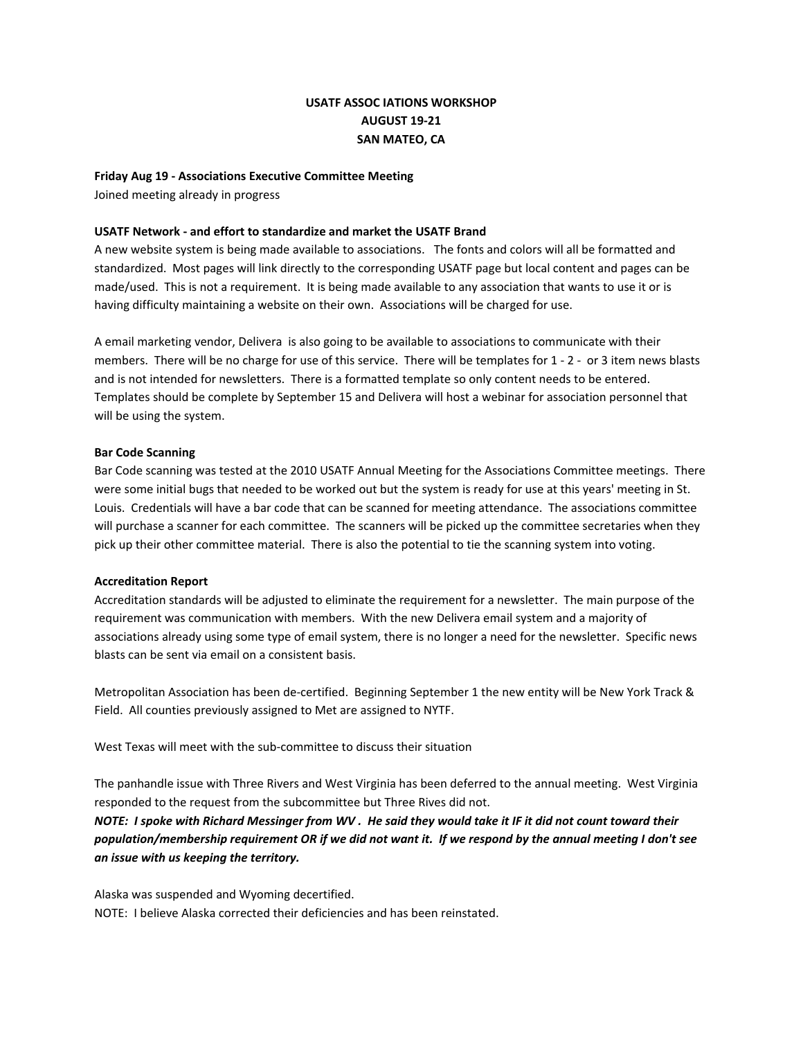# USATF ASSOC IATIONS WORKSHOP
# AUGUST 19-21
# SAN MATEO, CA

**Friday Aug 19 - Associations Executive Committee Meeting**
Joined meeting already in progress

**USATF Network - and effort to standardize and market the USATF Brand**
A new website system is being made available to associations. The fonts and colors will all be formatted and standardized. Most pages will link directly to the corresponding USATF page but local content and pages can be made/used. This is not a requirement. It is being made available to any association that wants to use it or is having difficulty maintaining a website on their own. Associations will be charged for use.

A email marketing vendor, Delivera is also going to be available to associations to communicate with their members. There will be no charge for use of this service. There will be templates for 1 - 2 - or 3 item news blasts and is not intended for newsletters. There is a formatted template so only content needs to be entered. Templates should be complete by September 15 and Delivera will host a webinar for association personnel that will be using the system.

**Bar Code Scanning**
Bar Code scanning was tested at the 2010 USATF Annual Meeting for the Associations Committee meetings. There were some initial bugs that needed to be worked out but the system is ready for use at this years' meeting in St. Louis. Credentials will have a bar code that can be scanned for meeting attendance. The associations committee will purchase a scanner for each committee. The scanners will be picked up the committee secretaries when they pick up their other committee material. There is also the potential to tie the scanning system into voting.

**Accreditation Report**
Accreditation standards will be adjusted to eliminate the requirement for a newsletter. The main purpose of the requirement was communication with members. With the new Delivera email system and a majority of associations already using some type of email system, there is no longer a need for the newsletter. Specific news blasts can be sent via email on a consistent basis.

Metropolitan Association has been de-certified. Beginning September 1 the new entity will be New York Track & Field. All counties previously assigned to Met are assigned to NYTF.

West Texas will meet with the sub-committee to discuss their situation

The panhandle issue with Three Rivers and West Virginia has been deferred to the annual meeting. West Virginia responded to the request from the subcommittee but Three Rives did not.
***NOTE: I spoke with Richard Messinger from WV . He said they would take it IF it did not count toward their population/membership requirement OR if we did not want it. If we respond by the annual meeting I don't see an issue with us keeping the territory.***

Alaska was suspended and Wyoming decertified.
NOTE: I believe Alaska corrected their deficiencies and has been reinstated.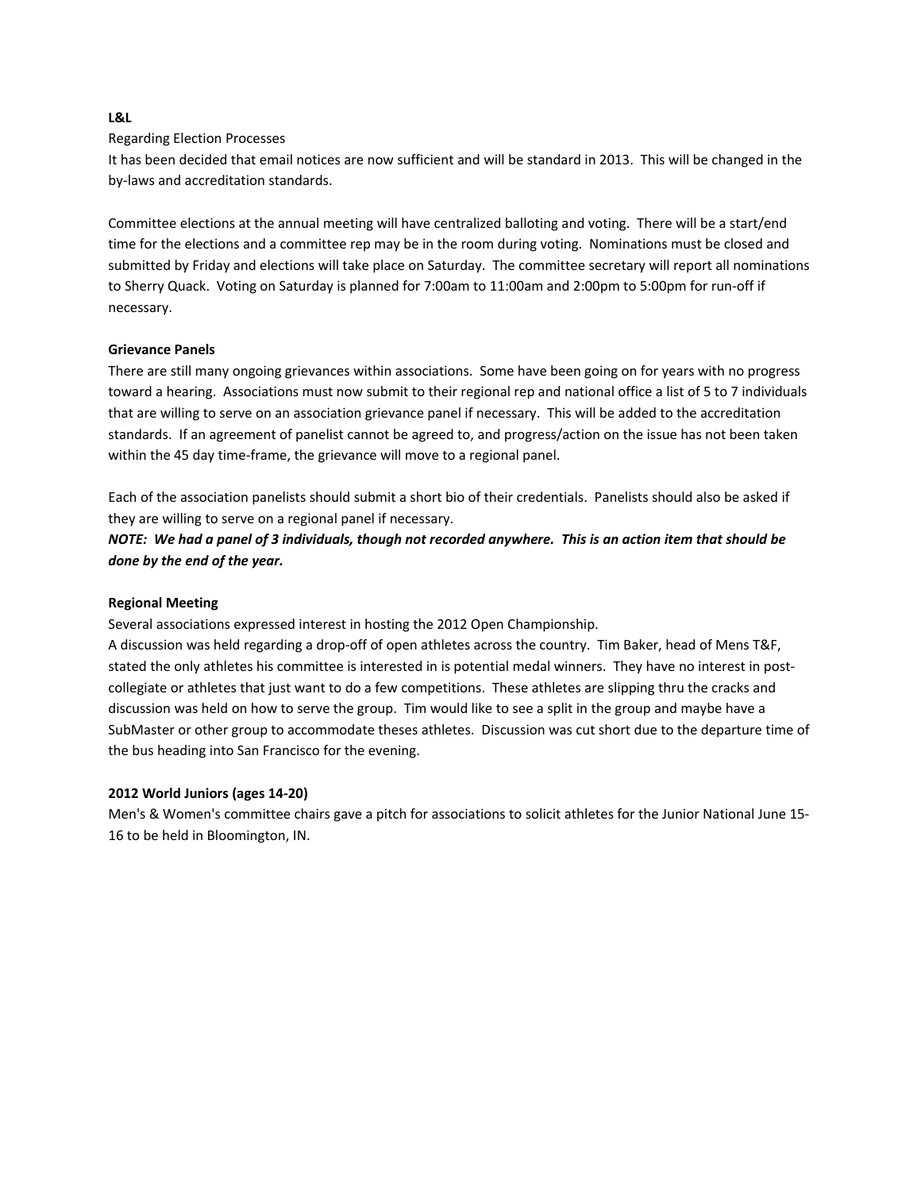**L&L**

Regarding Election Processes

It has been decided that email notices are now sufficient and will be standard in 2013. This will be changed in the by-laws and accreditation standards.

Committee elections at the annual meeting will have centralized balloting and voting. There will be a start/end time for the elections and a committee rep may be in the room during voting. Nominations must be closed and submitted by Friday and elections will take place on Saturday. The committee secretary will report all nominations to Sherry Quack. Voting on Saturday is planned for 7:00am to 11:00am and 2:00pm to 5:00pm for run-off if necessary.

**Grievance Panels**

There are still many ongoing grievances within associations. Some have been going on for years with no progress toward a hearing. Associations must now submit to their regional rep and national office a list of 5 to 7 individuals that are willing to serve on an association grievance panel if necessary. This will be added to the accreditation standards. If an agreement of panelist cannot be agreed to, and progress/action on the issue has not been taken within the 45 day time-frame, the grievance will move to a regional panel.

Each of the association panelists should submit a short bio of their credentials. Panelists should also be asked if they are willing to serve on a regional panel if necessary.

***NOTE: We had a panel of 3 individuals, though not recorded anywhere. This is an action item that should be done by the end of the year.***

**Regional Meeting**

Several associations expressed interest in hosting the 2012 Open Championship.

A discussion was held regarding a drop-off of open athletes across the country. Tim Baker, head of Mens T&F, stated the only athletes his committee is interested in is potential medal winners. They have no interest in post-collegiate or athletes that just want to do a few competitions. These athletes are slipping thru the cracks and discussion was held on how to serve the group. Tim would like to see a split in the group and maybe have a SubMaster or other group to accommodate theses athletes. Discussion was cut short due to the departure time of the bus heading into San Francisco for the evening.

**2012 World Juniors (ages 14-20)**

Men's & Women's committee chairs gave a pitch for associations to solicit athletes for the Junior National June 15-16 to be held in Bloomington, IN.